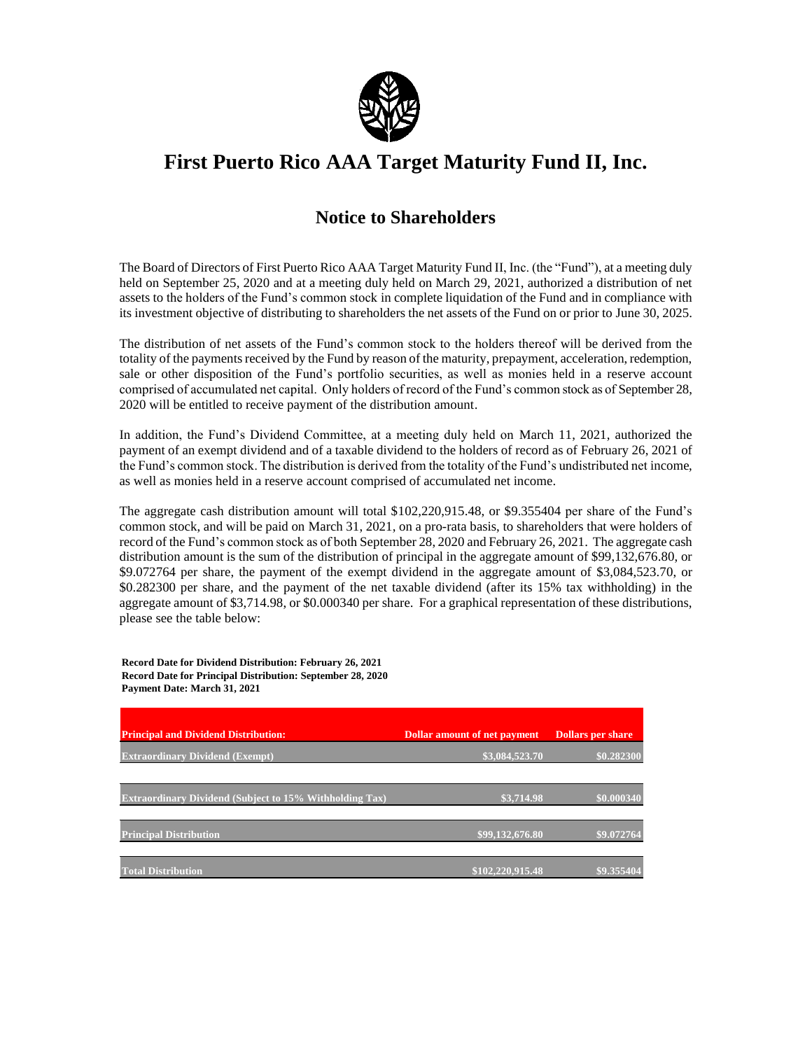# First Puerto Rico AAA Target Maturity Fund II, Inc.

## Notice to Shareholders

The Board of Directors of First Puerto Rico AAA Target Maturity Fund II, Inc. (the "Fund"), at a meeting duly held on September 25, 2020 and at a meeting duly held on March 29, 2021, authorized a distribution of net assets to the holders of the Fund's common stock in complete liquidation of the Fund and in compliance with its investment objective of distributing to shareholders the net assets of the Fund on or prior to June 30, 2025.

The distribution of net assets of the Fund's common stock to the holders thereof will be derived from the totality of the payments received by the Fund by reason of the maturity, prepayment, acceleration, redemption, sale or other disposition of the Fund's portfolio securities, as well as monies held in a reserve account comprised of accumulated net capital. Only holders of record of the Fund's common stock as of September 28, 2020 will be entitled to receive payment of the distribution amount.

In addition, the Fund's Dividend Committee, at a meeting duly held on March 11, 2021, authorized the payment of an exempt dividend and of a taxable dividend to the holders of record as of February 26, 2021 of the Fund's common stock. The distribution is derived from the totality of the Fund's undistributed net income, as well as monies held in a reserve account comprised of accumulated net income.

The aggregate cash distribution amount will total $102,220,915.48, or $9.355404 per share of the Fund's common stock, and will be paid on March 31, 2021, on a pro-rata basis, to shareholders that were holders of record of the Fund's common stock as of both September 28, 2020 and February 26, 2021. The aggregate cash distribution amount is the sum of the distribution of principal in the aggregate amount of $99,132,676.80, or $9.072764 per share, the payment of the exempt dividend in the aggregate amount of $3,084,523.70, or $0.282300 per share, and the payment of the net taxable dividend (after its 15% tax withholding) in the aggregate amount of $3,714.98, or $0.000340 per share. For a graphical representation of these distributions, please see the table below:

**Record Date for Dividend Distribution: February 26, 2021**
**Record Date for Principal Distribution: September 28, 2020**
**Payment Date: March 31, 2021**

| Principal and Dividend Distribution: | Dollar amount of net payment | Dollars per share |
|---|---|---|
| Extraordinary Dividend (Exempt) | $3,084,523.70 | $0.282300 |
| Extraordinary Dividend (Subject to 15% Withholding Tax) | $3,714.98 | $0.000340 |
| Principal Distribution | $99,132,676.80 | $9.072764 |
| Total Distribution | $102,220,915.48 | $9.355404 |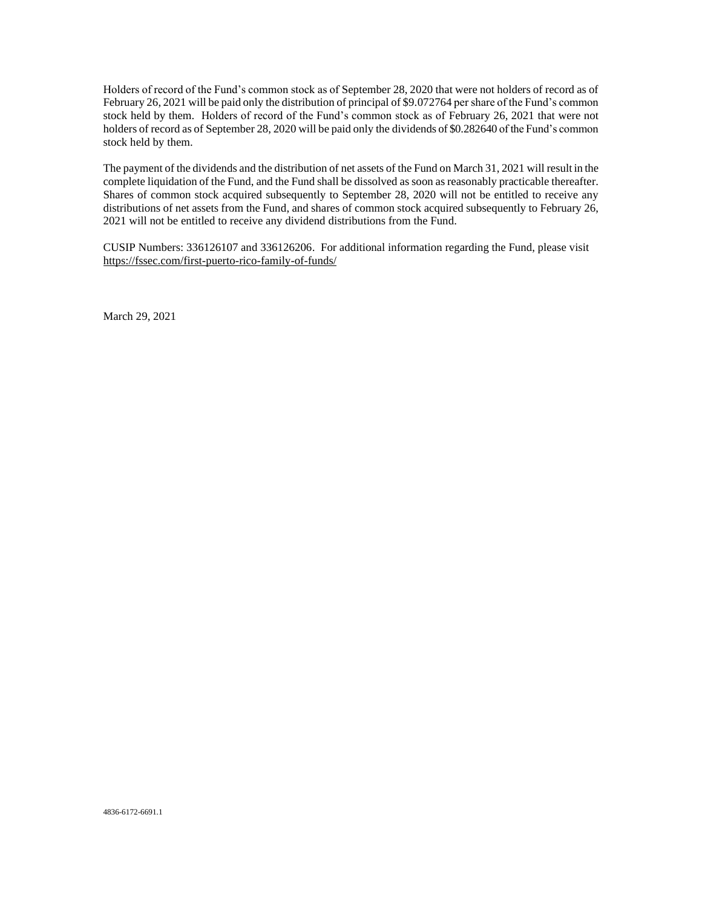Holders of record of the Fund's common stock as of September 28, 2020 that were not holders of record as of February 26, 2021 will be paid only the distribution of principal of $9.072764 per share of the Fund's common stock held by them. Holders of record of the Fund's common stock as of February 26, 2021 that were not holders of record as of September 28, 2020 will be paid only the dividends of $0.282640 of the Fund's common stock held by them.

The payment of the dividends and the distribution of net assets of the Fund on March 31, 2021 will result in the complete liquidation of the Fund, and the Fund shall be dissolved as soon as reasonably practicable thereafter. Shares of common stock acquired subsequently to September 28, 2020 will not be entitled to receive any distributions of net assets from the Fund, and shares of common stock acquired subsequently to February 26, 2021 will not be entitled to receive any dividend distributions from the Fund.

CUSIP Numbers: 336126107 and 336126206. For additional information regarding the Fund, please visit https://fssec.com/first-puerto-rico-family-of-funds/

March 29, 2021

4836-6172-6691.1